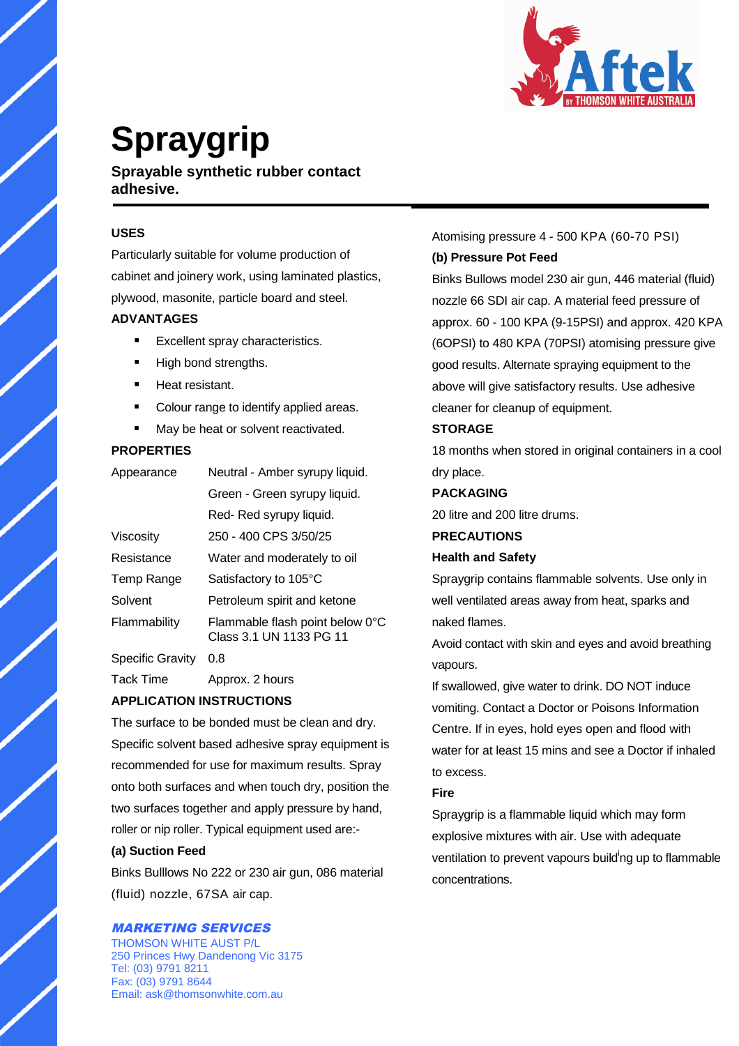# Spraygrip

**Sprayable synthetic rubber contact adhesive.**

## USES

Particularly suitable for volume production of cabinet and joinery work, using laminated plastics, plywood, masonite, particle board and steel.

## ADVANTAGES

- Excellent spray characteristics.
- High bond strengths.
- Heat resistant.
- Colour range to identify applied areas.
- May be heat or solvent reactivated.

## PROPERTIES

| | |
|---|---|
| Appearance | Neutral - Amber syrupy liquid. |
| | Green - Green syrupy liquid. |
| | Red- Red syrupy liquid. |
| Viscosity | 250 - 400 CPS 3/50/25 |
| Resistance | Water and moderately to oil |
| Temp Range | Satisfactory to 105°C |
| Solvent | Petroleum spirit and ketone |
| Flammability | Flammable flash point below 0°C Class 3.1 UN 1133 PG 11 |
| Specific Gravity | 0.8 |
| Tack Time | Approx. 2 hours |

## APPLICATION INSTRUCTIONS

The surface to be bonded must be clean and dry. Specific solvent based adhesive spray equipment is recommended for use for maximum results. Spray onto both surfaces and when touch dry, position the two surfaces together and apply pressure by hand, roller or nip roller. Typical equipment used are:-

**(a) Suction Feed**

Binks Bulllows No 222 or 230 air gun, 086 material (fluid) nozzle, 67SA air cap.

Atomising pressure 4 - 500 KPA (60-70 PSI)

**(b) Pressure Pot Feed**

Binks Bullows model 230 air gun, 446 material (fluid) nozzle 66 SDI air cap. A material feed pressure of approx. 60 - 100 KPA (9-15PSI) and approx. 420 KPA (6OPSI) to 480 KPA (70PSI) atomising pressure give good results. Alternate spraying equipment to the above will give satisfactory results. Use adhesive cleaner for cleanup of equipment.

## STORAGE

18 months when stored in original containers in a cool dry place.

## PACKAGING

20 litre and 200 litre drums.

## PRECAUTIONS

**Health and Safety**

Spraygrip contains flammable solvents. Use only in well ventilated areas away from heat, sparks and naked flames.

Avoid contact with skin and eyes and avoid breathing vapours.

If swallowed, give water to drink. DO NOT induce vomiting. Contact a Doctor or Poisons Information Centre. If in eyes, hold eyes open and flood with water for at least 15 mins and see a Doctor if inhaled to excess.

**Fire**

Spraygrip is a flammable liquid which may form explosive mixtures with air. Use with adequate ventilation to prevent vapours building up to flammable concentrations.

***MARKETING SERVICES***

THOMSON WHITE AUST P/L
250 Princes Hwy Dandenong Vic 3175
Tel: (03) 9791 8211
Fax: (03) 9791 8644
Email: ask@thomsonwhite.com.au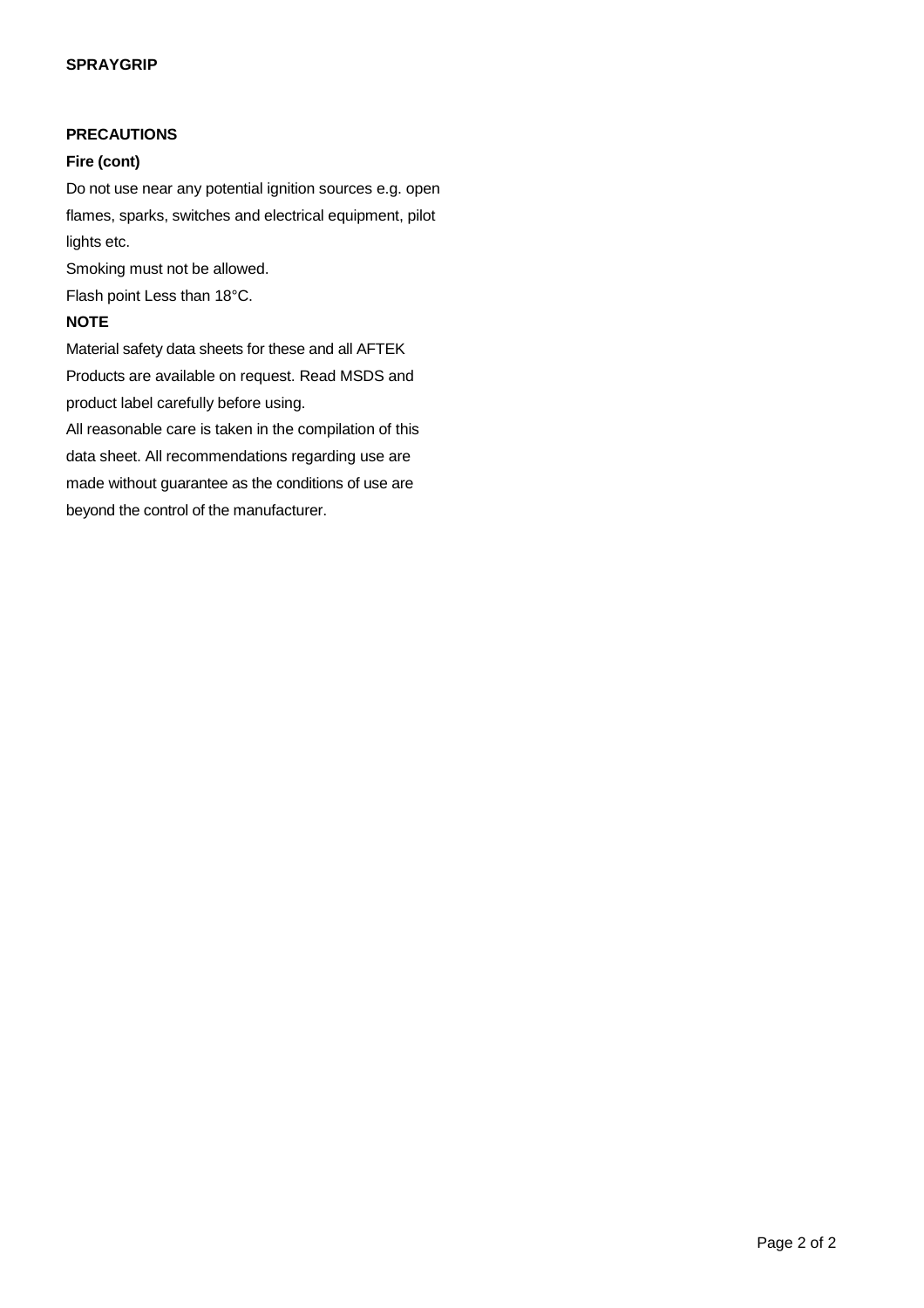## PRECAUTIONS

### Fire (cont)

Do not use near any potential ignition sources e.g. open flames, sparks, switches and electrical equipment, pilot lights etc.

Smoking must not be allowed.

Flash point Less than 18°C.

### NOTE

Material safety data sheets for these and all AFTEK Products are available on request. Read MSDS and product label carefully before using.

All reasonable care is taken in the compilation of this data sheet. All recommendations regarding use are made without guarantee as the conditions of use are beyond the control of the manufacturer.